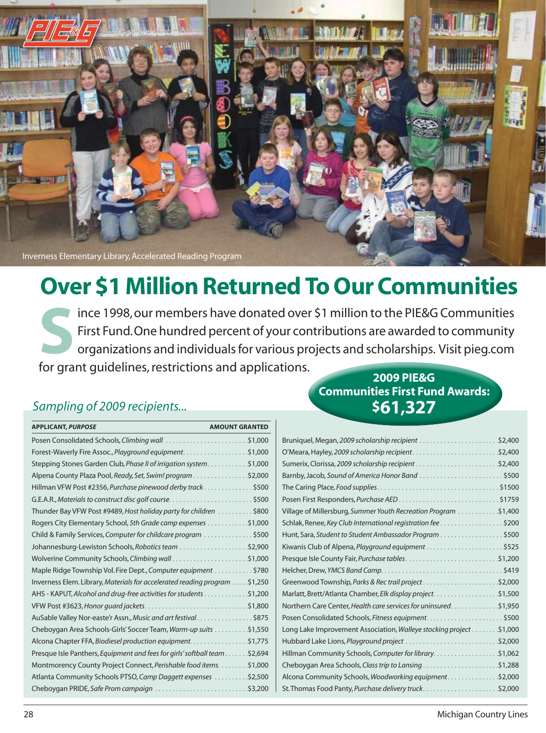Inverness Elementary Library, Accelerated Reading Program

# Over $1 Million Returned To Our Communities

Since 1998, our members have donated over $1 million to the PIE&G Communities First Fund. One hundred percent of your contributions are awarded to community organizations and individuals for various projects and scholarships. Visit pieg.com for grant guidelines, restrictions and applications.

**2009 PIE&G Communities First Fund Awards: $61,327**

*Sampling of 2009 recipients...*

| APPLICANT, *PURPOSE* | AMOUNT GRANTED |
|---|---|
| Posen Consolidated Schools, *Climbing wall* | $1,000 |
| Forest-Waverly Fire Assoc., *Playground equipment* | $1,000 |
| Stepping Stones Garden Club, *Phase II of irrigation system* | $1,000 |
| Alpena County Plaza Pool, *Ready, Set, Swim! program* | $2,000 |
| Hillman VFW Post #2356, *Purchase pinewood derby track* | $500 |
| G.E.A.R., *Materials to construct disc golf course* | $500 |
| Thunder Bay VFW Post #9489, *Host holiday party for children* | $800 |
| Rogers City Elementary School, *5th Grade camp expenses* | $1,000 |
| Child & Family Services, *Computer for childcare program* | $500 |
| Johannesburg-Lewiston Schools, *Robotics team* | $2,900 |
| Wolverine Community Schools, *Climbing wall* | $1,000 |
| Maple Ridge Township Vol. Fire Dept., *Computer equipment* | $780 |
| Inverness Elem. Library, *Materials for accelerated reading program* | $1,250 |
| AHS - KAPUT, *Alcohol and drug-free activities for students* | $1,200 |
| VFW Post #3623, *Honor guard jackets* | $1,800 |
| AuSable Valley Nor-easte'r Assn., *Music and art festival* | $875 |
| Cheboygan Area Schools-Girls' Soccer Team, *Warm-up suits* | $1,550 |
| Alcona Chapter FFA, *Biodiesel production equipment* | $1,775 |
| Presque Isle Panthers, *Equipment and fees for girls' softball team* | $2,694 |
| Montmorency County Project Connect, *Perishable food items* | $1,000 |
| Atlanta Community Schools PTSO, *Camp Daggett expenses* | $2,500 |
| Cheboygan PRIDE, *Safe Prom campaign* | $3,200 |
| Bruniquel, Megan, *2009 scholarship recipient* | $2,400 |
| O'Meara, Hayley, *2009 scholarship recipient* | $2,400 |
| Sumerix, Clorissa, *2009 scholarship recipient* | $2,400 |
| Barnby, Jacob, *Sound of America Honor Band* | $500 |
| The Caring Place, *Food supplies* | $1500 |
| Posen First Responders, *Purchase AED* | $1759 |
| Village of Millersburg, *Summer Youth Recreation Program* | $1,400 |
| Schlak, Renee, *Key Club International registration fee* | $200 |
| Hunt, Sara, *Student to Student Ambassador Program* | $500 |
| Kiwanis Club of Alpena, *Playground equipment* | $525 |
| Presque Isle County Fair, *Purchase tables* | $1,200 |
| Helcher, Drew, *YMCS Band Camp* | $419 |
| Greenwood Township, *Parks & Rec trail project* | $2,000 |
| Marlatt, Brett/Atlanta Chamber, *Elk display project* | $1,500 |
| Northern Care Center, *Health care services for uninsured* | $1,950 |
| Posen Consolidated Schools, *Fitness equipment* | $500 |
| Long Lake Improvement Association, *Walleye stocking project* | $1,000 |
| Hubbard Lake Lions, *Playground project* | $2,000 |
| Hillman Community Schools, *Computer for library* | $1,062 |
| Cheboygan Area Schools, *Class trip to Lansing* | $1,288 |
| Alcona Community Schools, *Woodworking equipment* | $2,000 |
| St. Thomas Food Panty, *Purchase delivery truck* | $2,000 |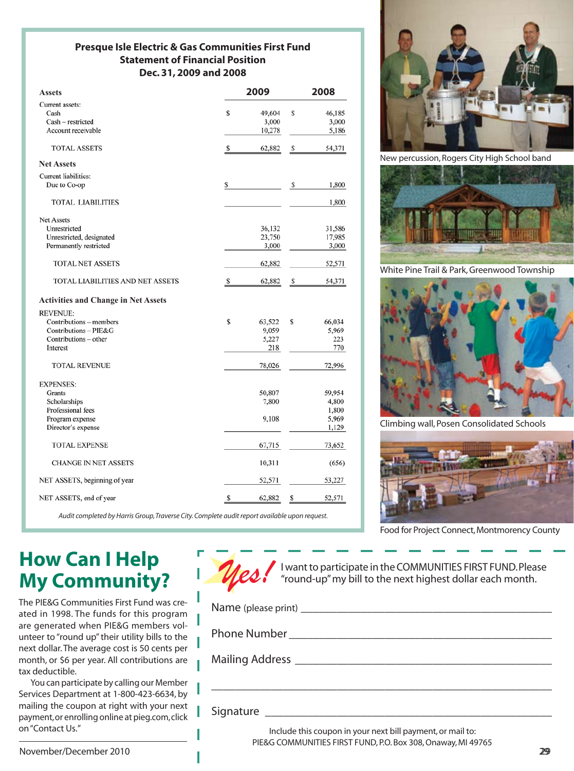## Presque Isle Electric & Gas Communities First Fund
## Statement of Financial Position
## Dec. 31, 2009 and 2008

| Assets | 2009 | 2008 |
|---|---|---|
| Current assets: | | |
| Cash | $ 49,604 | $ 46,185 |
| Cash – restricted | 3,000 | 3,000 |
| Account receivable | 10,278 | 5,186 |
| TOTAL ASSETS | $ 62,882 | $ 54,371 |
| **Net Assets** | | |
| Current liabilities: | | |
| Due to Co-op | $ | $ 1,800 |
| TOTAL LIABILITIES | | 1,800 |
| Net Assets | | |
| Unrestricted | 36,132 | 31,586 |
| Unrestricted, designated | 23,750 | 17,985 |
| Permanently restricted | 3,000 | 3,000 |
| TOTAL NET ASSETS | 62,882 | 52,571 |
| TOTAL LIABILITIES AND NET ASSETS | $ 62,882 | $ 54,371 |
| **Activities and Change in Net Assets** | | |
| REVENUE: | | |
| Contributions – members | $ 63,522 | $ 66,034 |
| Contributions – PIE&G | 9,059 | 5,969 |
| Contributions – other | 5,227 | 223 |
| Interest | 218 | 770 |
| TOTAL REVENUE | 78,026 | 72,996 |
| EXPENSES: | | |
| Grants | 50,807 | 59,954 |
| Scholarships | 7,800 | 4,800 |
| Professional fees | | 1,800 |
| Program expense | 9,108 | 5,969 |
| Director's expense | | 1,129 |
| TOTAL EXPENSE | 67,715 | 73,652 |
| CHANGE IN NET ASSETS | 10,311 | (656) |
| NET ASSETS, beginning of year | 52,571 | 53,227 |
| NET ASSETS, end of year | $ 62,882 | $ 52,571 |

*Audit completed by Harris Group, Traverse City. Complete audit report available upon request.*

New percussion, Rogers City High School band

White Pine Trail & Park, Greenwood Township

Climbing wall, Posen Consolidated Schools

Food for Project Connect, Montmorency County

# How Can I Help My Community?

The PIE&G Communities First Fund was created in 1998. The funds for this program are generated when PIE&G members volunteer to "round up" their utility bills to the next dollar. The average cost is 50 cents per month, or $6 per year. All contributions are tax deductible.

You can participate by calling our Member Services Department at 1-800-423-6634, by mailing the coupon at right with your next payment, or enrolling online at pieg.com, click on "Contact Us."

November/December 2010

**Yes!** I want to participate in the COMMUNITIES FIRST FUND. Please "round-up" my bill to the next highest dollar each month.

Name (please print) ______________________________

Phone Number ______________________________

Mailing Address ______________________________

______________________________

Signature ______________________________

Include this coupon in your next bill payment, or mail to:
PIE&G COMMUNITIES FIRST FUND, P.O. Box 308, Onaway, MI 49765